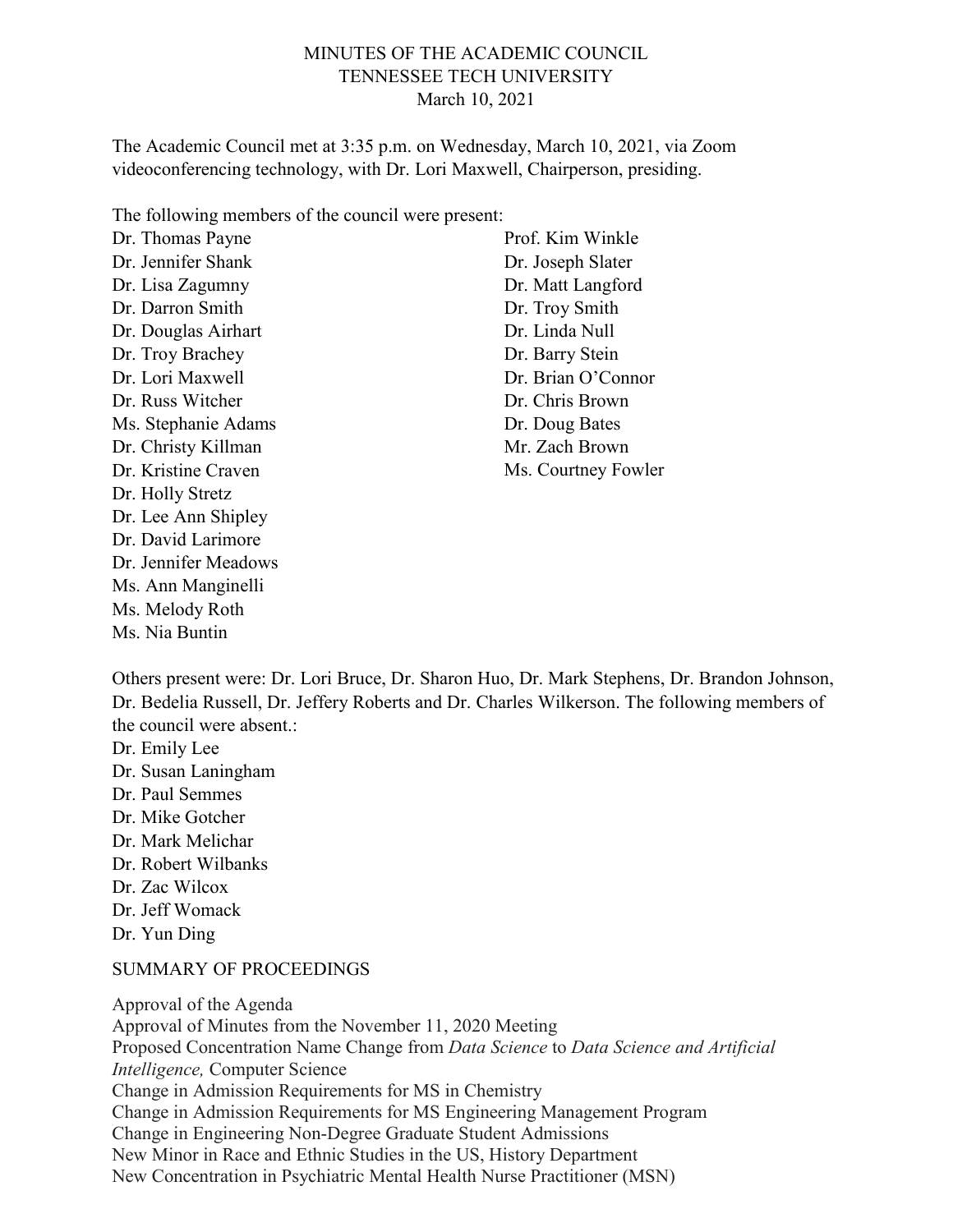# MINUTES OF THE ACADEMIC COUNCIL
## TENNESSEE TECH UNIVERSITY
### March 10, 2021

The Academic Council met at 3:35 p.m. on Wednesday, March 10, 2021, via Zoom videoconferencing technology, with Dr. Lori Maxwell, Chairperson, presiding.

The following members of the council were present:

Dr. Thomas Payne
Dr. Jennifer Shank
Dr. Lisa Zagumny
Dr. Darron Smith
Dr. Douglas Airhart
Dr. Troy Brachey
Dr. Lori Maxwell
Dr. Russ Witcher
Ms. Stephanie Adams
Dr. Christy Killman
Dr. Kristine Craven
Dr. Holly Stretz
Dr. Lee Ann Shipley
Dr. David Larimore
Dr. Jennifer Meadows
Ms. Ann Manginelli
Ms. Melody Roth
Ms. Nia Buntin
Prof. Kim Winkle
Dr. Joseph Slater
Dr. Matt Langford
Dr. Troy Smith
Dr. Linda Null
Dr. Barry Stein
Dr. Brian O'Connor
Dr. Chris Brown
Dr. Doug Bates
Mr. Zach Brown
Ms. Courtney Fowler

Others present were: Dr. Lori Bruce, Dr. Sharon Huo, Dr. Mark Stephens, Dr. Brandon Johnson, Dr. Bedelia Russell, Dr. Jeffery Roberts and Dr. Charles Wilkerson. The following members of the council were absent.:

Dr. Emily Lee
Dr. Susan Laningham
Dr. Paul Semmes
Dr. Mike Gotcher
Dr. Mark Melichar
Dr. Robert Wilbanks
Dr. Zac Wilcox
Dr. Jeff Womack
Dr. Yun Ding

SUMMARY OF PROCEEDINGS

Approval of the Agenda
Approval of Minutes from the November 11, 2020 Meeting
Proposed Concentration Name Change from *Data Science* to *Data Science and Artificial Intelligence,* Computer Science
Change in Admission Requirements for MS in Chemistry
Change in Admission Requirements for MS Engineering Management Program
Change in Engineering Non-Degree Graduate Student Admissions
New Minor in Race and Ethnic Studies in the US, History Department
New Concentration in Psychiatric Mental Health Nurse Practitioner (MSN)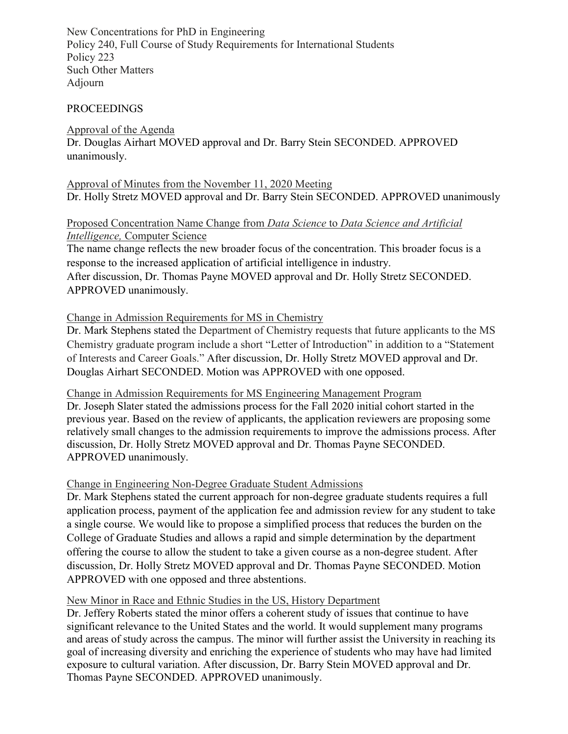New Concentrations for PhD in Engineering
Policy 240, Full Course of Study Requirements for International Students
Policy 223
Such Other Matters
Adjourn

PROCEEDINGS

Approval of the Agenda
Dr. Douglas Airhart MOVED approval and Dr. Barry Stein SECONDED. APPROVED unanimously.

Approval of Minutes from the November 11, 2020 Meeting
Dr. Holly Stretz MOVED approval and Dr. Barry Stein SECONDED. APPROVED unanimously

Proposed Concentration Name Change from *Data Science* to *Data Science and Artificial Intelligence,* Computer Science
The name change reflects the new broader focus of the concentration. This broader focus is a response to the increased application of artificial intelligence in industry.
After discussion, Dr. Thomas Payne MOVED approval and Dr. Holly Stretz SECONDED. APPROVED unanimously.

Change in Admission Requirements for MS in Chemistry
Dr. Mark Stephens stated the Department of Chemistry requests that future applicants to the MS Chemistry graduate program include a short "Letter of Introduction" in addition to a "Statement of Interests and Career Goals." After discussion, Dr. Holly Stretz MOVED approval and Dr. Douglas Airhart SECONDED. Motion was APPROVED with one opposed.

Change in Admission Requirements for MS Engineering Management Program
Dr. Joseph Slater stated the admissions process for the Fall 2020 initial cohort started in the previous year. Based on the review of applicants, the application reviewers are proposing some relatively small changes to the admission requirements to improve the admissions process. After discussion, Dr. Holly Stretz MOVED approval and Dr. Thomas Payne SECONDED. APPROVED unanimously.

Change in Engineering Non-Degree Graduate Student Admissions
Dr. Mark Stephens stated the current approach for non-degree graduate students requires a full application process, payment of the application fee and admission review for any student to take a single course. We would like to propose a simplified process that reduces the burden on the College of Graduate Studies and allows a rapid and simple determination by the department offering the course to allow the student to take a given course as a non-degree student. After discussion, Dr. Holly Stretz MOVED approval and Dr. Thomas Payne SECONDED. Motion APPROVED with one opposed and three abstentions.

New Minor in Race and Ethnic Studies in the US, History Department
Dr. Jeffery Roberts stated the minor offers a coherent study of issues that continue to have significant relevance to the United States and the world. It would supplement many programs and areas of study across the campus. The minor will further assist the University in reaching its goal of increasing diversity and enriching the experience of students who may have had limited exposure to cultural variation. After discussion, Dr. Barry Stein MOVED approval and Dr. Thomas Payne SECONDED. APPROVED unanimously.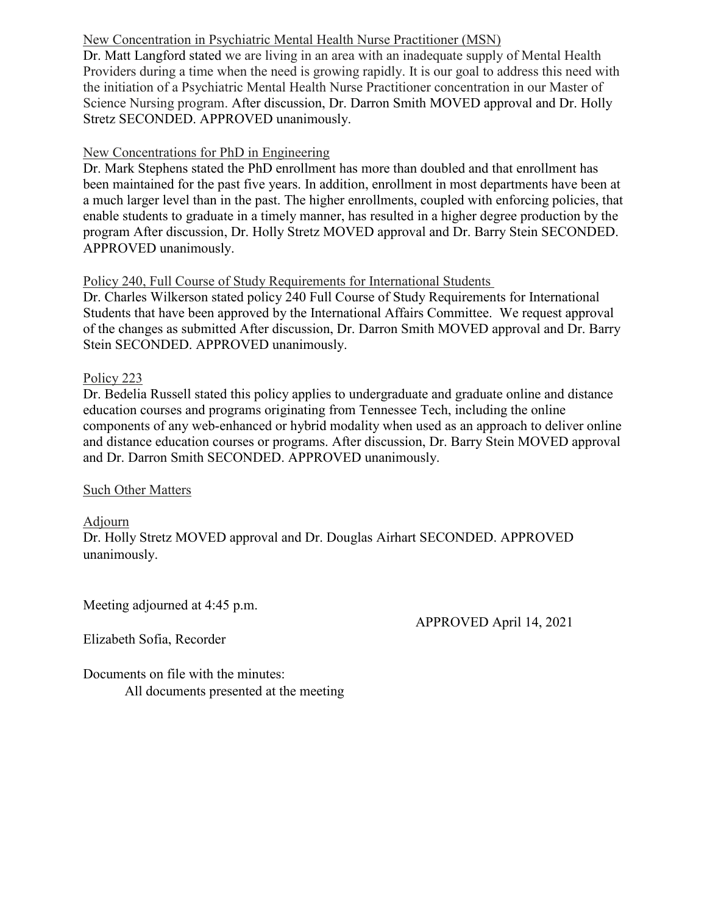New Concentration in Psychiatric Mental Health Nurse Practitioner (MSN)

Dr. Matt Langford stated we are living in an area with an inadequate supply of Mental Health Providers during a time when the need is growing rapidly. It is our goal to address this need with the initiation of a Psychiatric Mental Health Nurse Practitioner concentration in our Master of Science Nursing program. After discussion, Dr. Darron Smith MOVED approval and Dr. Holly Stretz SECONDED. APPROVED unanimously.

New Concentrations for PhD in Engineering

Dr. Mark Stephens stated the PhD enrollment has more than doubled and that enrollment has been maintained for the past five years. In addition, enrollment in most departments have been at a much larger level than in the past. The higher enrollments, coupled with enforcing policies, that enable students to graduate in a timely manner, has resulted in a higher degree production by the program After discussion, Dr. Holly Stretz MOVED approval and Dr. Barry Stein SECONDED. APPROVED unanimously.

Policy 240, Full Course of Study Requirements for International Students

Dr. Charles Wilkerson stated policy 240 Full Course of Study Requirements for International Students that have been approved by the International Affairs Committee. We request approval of the changes as submitted After discussion, Dr. Darron Smith MOVED approval and Dr. Barry Stein SECONDED. APPROVED unanimously.

Policy 223

Dr. Bedelia Russell stated this policy applies to undergraduate and graduate online and distance education courses and programs originating from Tennessee Tech, including the online components of any web-enhanced or hybrid modality when used as an approach to deliver online and distance education courses or programs. After discussion, Dr. Barry Stein MOVED approval and Dr. Darron Smith SECONDED. APPROVED unanimously.

Such Other Matters

Adjourn

Dr. Holly Stretz MOVED approval and Dr. Douglas Airhart SECONDED. APPROVED unanimously.

Meeting adjourned at 4:45 p.m.

APPROVED April 14, 2021

Elizabeth Sofia, Recorder

Documents on file with the minutes:

All documents presented at the meeting